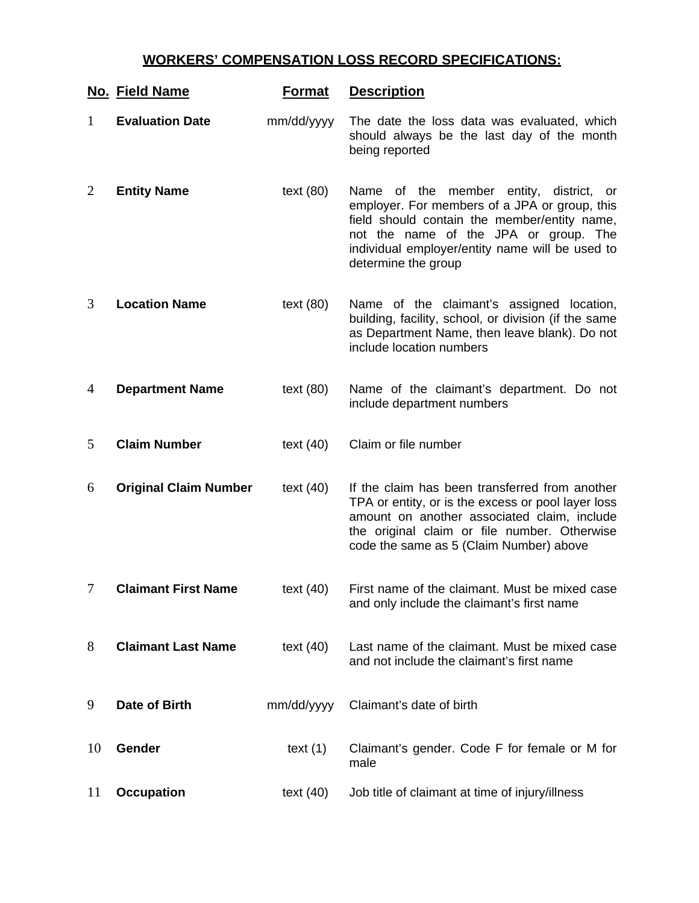## WORKERS' COMPENSATION LOSS RECORD SPECIFICATIONS:

| No. | Field Name | Format | Description |
|---|---|---|---|
| 1 | **Evaluation Date** | mm/dd/yyyy | The date the loss data was evaluated, which should always be the last day of the month being reported |
| 2 | **Entity Name** | text (80) | Name of the member entity, district, or employer. For members of a JPA or group, this field should contain the member/entity name, not the name of the JPA or group. The individual employer/entity name will be used to determine the group |
| 3 | **Location Name** | text (80) | Name of the claimant's assigned location, building, facility, school, or division (if the same as Department Name, then leave blank). Do not include location numbers |
| 4 | **Department Name** | text (80) | Name of the claimant's department. Do not include department numbers |
| 5 | **Claim Number** | text (40) | Claim or file number |
| 6 | **Original Claim Number** | text (40) | If the claim has been transferred from another TPA or entity, or is the excess or pool layer loss amount on another associated claim, include the original claim or file number. Otherwise code the same as 5 (Claim Number) above |
| 7 | **Claimant First Name** | text (40) | First name of the claimant. Must be mixed case and only include the claimant's first name |
| 8 | **Claimant Last Name** | text (40) | Last name of the claimant. Must be mixed case and not include the claimant's first name |
| 9 | **Date of Birth** | mm/dd/yyyy | Claimant's date of birth |
| 10 | **Gender** | text (1) | Claimant's gender. Code F for female or M for male |
| 11 | **Occupation** | text (40) | Job title of claimant at time of injury/illness |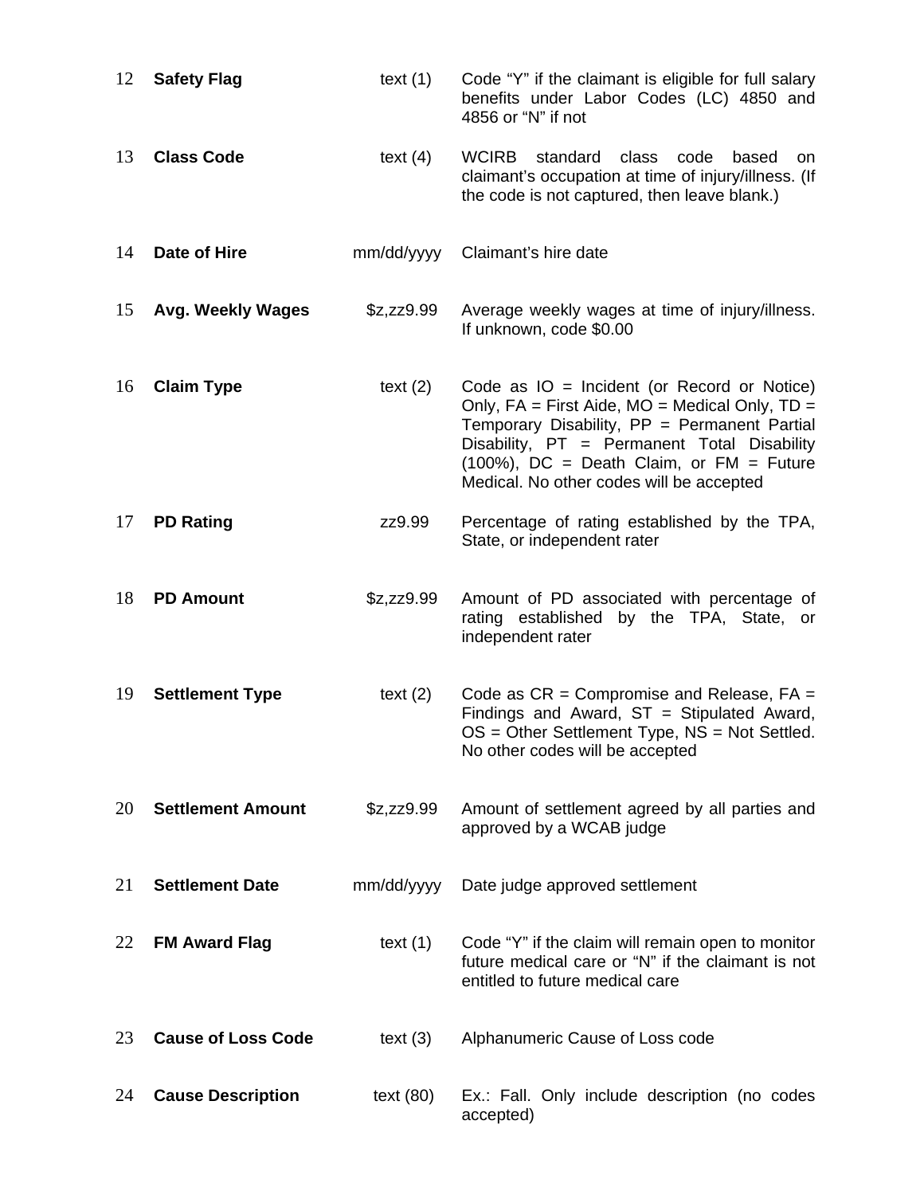| | | | |
|---|---|---|---|
| 12 | **Safety Flag** | text (1) | Code “Y” if the claimant is eligible for full salary benefits under Labor Codes (LC) 4850 and 4856 or “N” if not |
| 13 | **Class Code** | text (4) | WCIRB standard class code based on claimant’s occupation at time of injury/illness. (If the code is not captured, then leave blank.) |
| 14 | **Date of Hire** | mm/dd/yyyy | Claimant’s hire date |
| 15 | **Avg. Weekly Wages** | $z,zz9.99 | Average weekly wages at time of injury/illness. If unknown, code $0.00 |
| 16 | **Claim Type** | text (2) | Code as IO = Incident (or Record or Notice) Only, FA = First Aide, MO = Medical Only, TD = Temporary Disability, PP = Permanent Partial Disability, PT = Permanent Total Disability (100%), DC = Death Claim, or FM = Future Medical. No other codes will be accepted |
| 17 | **PD Rating** | zz9.99 | Percentage of rating established by the TPA, State, or independent rater |
| 18 | **PD Amount** | $z,zz9.99 | Amount of PD associated with percentage of rating established by the TPA, State, or independent rater |
| 19 | **Settlement Type** | text (2) | Code as CR = Compromise and Release, FA = Findings and Award, ST = Stipulated Award, OS = Other Settlement Type, NS = Not Settled. No other codes will be accepted |
| 20 | **Settlement Amount** | $z,zz9.99 | Amount of settlement agreed by all parties and approved by a WCAB judge |
| 21 | **Settlement Date** | mm/dd/yyyy | Date judge approved settlement |
| 22 | **FM Award Flag** | text (1) | Code “Y” if the claim will remain open to monitor future medical care or “N” if the claimant is not entitled to future medical care |
| 23 | **Cause of Loss Code** | text (3) | Alphanumeric Cause of Loss code |
| 24 | **Cause Description** | text (80) | Ex.: Fall. Only include description (no codes accepted) |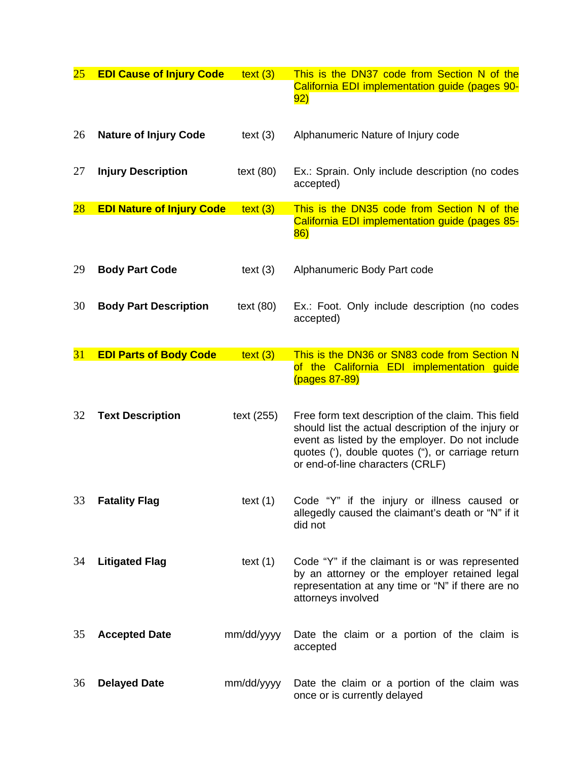| | | | |
|---|---|---|---|
| 25 | **EDI Cause of Injury Code** | text (3) | This is the DN37 code from Section N of the California EDI implementation guide (pages 90-92) |
| 26 | **Nature of Injury Code** | text (3) | Alphanumeric Nature of Injury code |
| 27 | **Injury Description** | text (80) | Ex.: Sprain. Only include description (no codes accepted) |
| 28 | **EDI Nature of Injury Code** | text (3) | This is the DN35 code from Section N of the California EDI implementation guide (pages 85-86) |
| 29 | **Body Part Code** | text (3) | Alphanumeric Body Part code |
| 30 | **Body Part Description** | text (80) | Ex.: Foot. Only include description (no codes accepted) |
| 31 | **EDI Parts of Body Code** | text (3) | This is the DN36 or SN83 code from Section N of the California EDI implementation guide (pages 87-89) |
| 32 | **Text Description** | text (255) | Free form text description of the claim. This field should list the actual description of the injury or event as listed by the employer. Do not include quotes ('), double quotes ("), or carriage return or end-of-line characters (CRLF) |
| 33 | **Fatality Flag** | text (1) | Code "Y" if the injury or illness caused or allegedly caused the claimant's death or "N" if it did not |
| 34 | **Litigated Flag** | text (1) | Code "Y" if the claimant is or was represented by an attorney or the employer retained legal representation at any time or "N" if there are no attorneys involved |
| 35 | **Accepted Date** | mm/dd/yyyy | Date the claim or a portion of the claim is accepted |
| 36 | **Delayed Date** | mm/dd/yyyy | Date the claim or a portion of the claim was once or is currently delayed |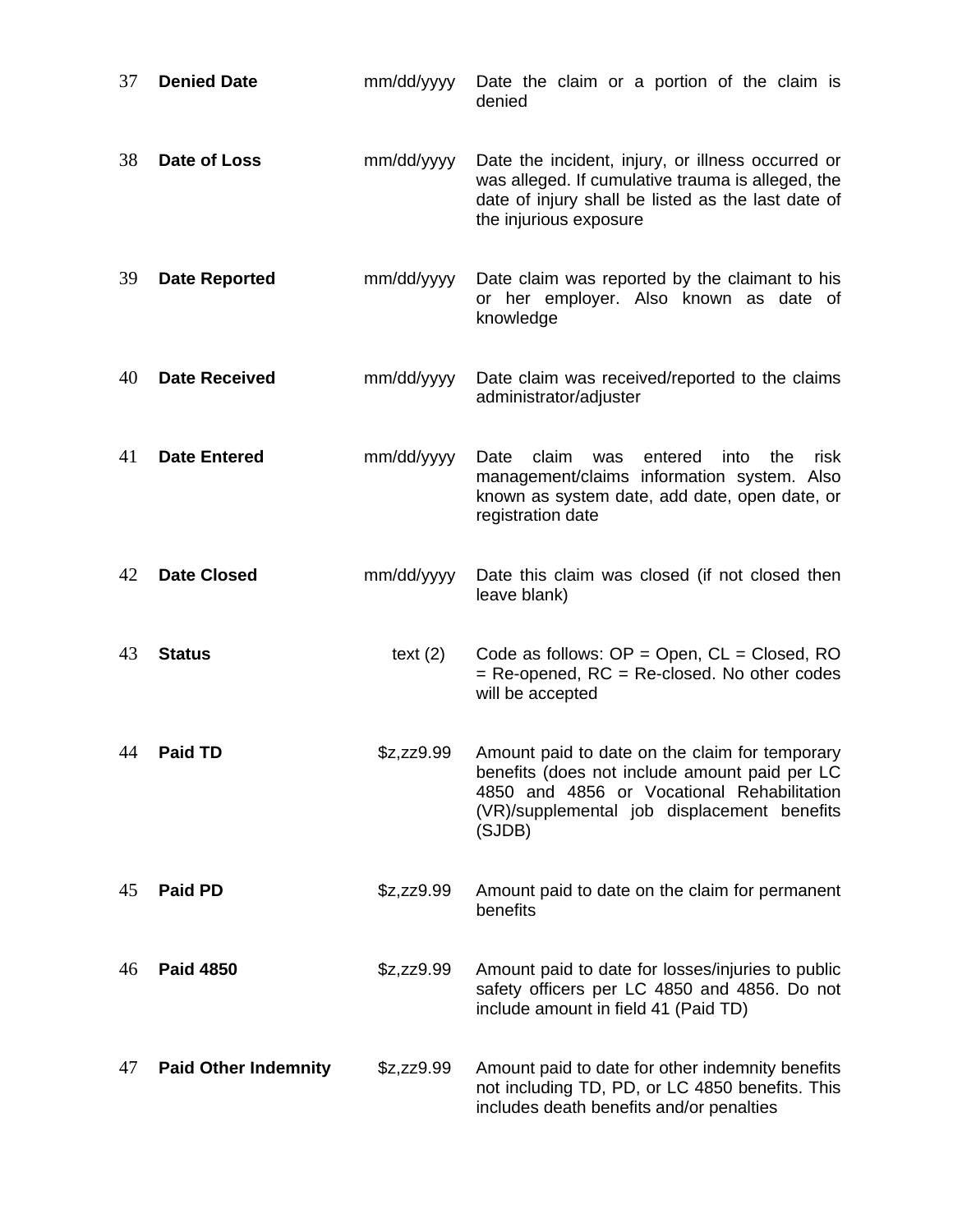| | | | |
|---|---|---|---|
| 37 | **Denied Date** | mm/dd/yyyy | Date the claim or a portion of the claim is denied |
| 38 | **Date of Loss** | mm/dd/yyyy | Date the incident, injury, or illness occurred or was alleged. If cumulative trauma is alleged, the date of injury shall be listed as the last date of the injurious exposure |
| 39 | **Date Reported** | mm/dd/yyyy | Date claim was reported by the claimant to his or her employer. Also known as date of knowledge |
| 40 | **Date Received** | mm/dd/yyyy | Date claim was received/reported to the claims administrator/adjuster |
| 41 | **Date Entered** | mm/dd/yyyy | Date claim was entered into the risk management/claims information system. Also known as system date, add date, open date, or registration date |
| 42 | **Date Closed** | mm/dd/yyyy | Date this claim was closed (if not closed then leave blank) |
| 43 | **Status** | text (2) | Code as follows: OP = Open, CL = Closed, RO = Re-opened, RC = Re-closed. No other codes will be accepted |
| 44 | **Paid TD** | $z,zz9.99 | Amount paid to date on the claim for temporary benefits (does not include amount paid per LC 4850 and 4856 or Vocational Rehabilitation (VR)/supplemental job displacement benefits (SJDB) |
| 45 | **Paid PD** | $z,zz9.99 | Amount paid to date on the claim for permanent benefits |
| 46 | **Paid 4850** | $z,zz9.99 | Amount paid to date for losses/injuries to public safety officers per LC 4850 and 4856. Do not include amount in field 41 (Paid TD) |
| 47 | **Paid Other Indemnity** | $z,zz9.99 | Amount paid to date for other indemnity benefits not including TD, PD, or LC 4850 benefits. This includes death benefits and/or penalties |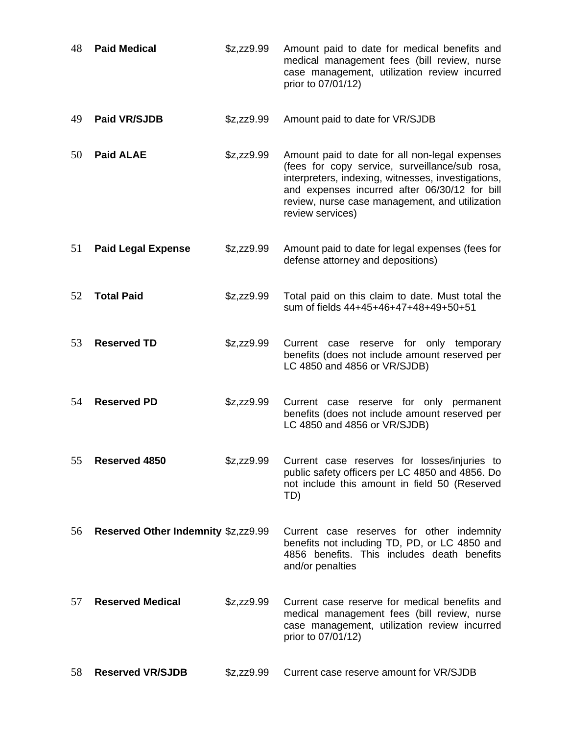| | | | |
|---|---|---|---|
| 48 | **Paid Medical** | $z,zz9.99 | Amount paid to date for medical benefits and medical management fees (bill review, nurse case management, utilization review incurred prior to 07/01/12) |
| 49 | **Paid VR/SJDB** | $z,zz9.99 | Amount paid to date for VR/SJDB |
| 50 | **Paid ALAE** | $z,zz9.99 | Amount paid to date for all non-legal expenses (fees for copy service, surveillance/sub rosa, interpreters, indexing, witnesses, investigations, and expenses incurred after 06/30/12 for bill review, nurse case management, and utilization review services) |
| 51 | **Paid Legal Expense** | $z,zz9.99 | Amount paid to date for legal expenses (fees for defense attorney and depositions) |
| 52 | **Total Paid** | $z,zz9.99 | Total paid on this claim to date. Must total the sum of fields 44+45+46+47+48+49+50+51 |
| 53 | **Reserved TD** | $z,zz9.99 | Current case reserve for only temporary benefits (does not include amount reserved per LC 4850 and 4856 or VR/SJDB) |
| 54 | **Reserved PD** | $z,zz9.99 | Current case reserve for only permanent benefits (does not include amount reserved per LC 4850 and 4856 or VR/SJDB) |
| 55 | **Reserved 4850** | $z,zz9.99 | Current case reserves for losses/injuries to public safety officers per LC 4850 and 4856. Do not include this amount in field 50 (Reserved TD) |
| 56 | **Reserved Other Indemnity** | $z,zz9.99 | Current case reserves for other indemnity benefits not including TD, PD, or LC 4850 and 4856 benefits. This includes death benefits and/or penalties |
| 57 | **Reserved Medical** | $z,zz9.99 | Current case reserve for medical benefits and medical management fees (bill review, nurse case management, utilization review incurred prior to 07/01/12) |
| 58 | **Reserved VR/SJDB** | $z,zz9.99 | Current case reserve amount for VR/SJDB |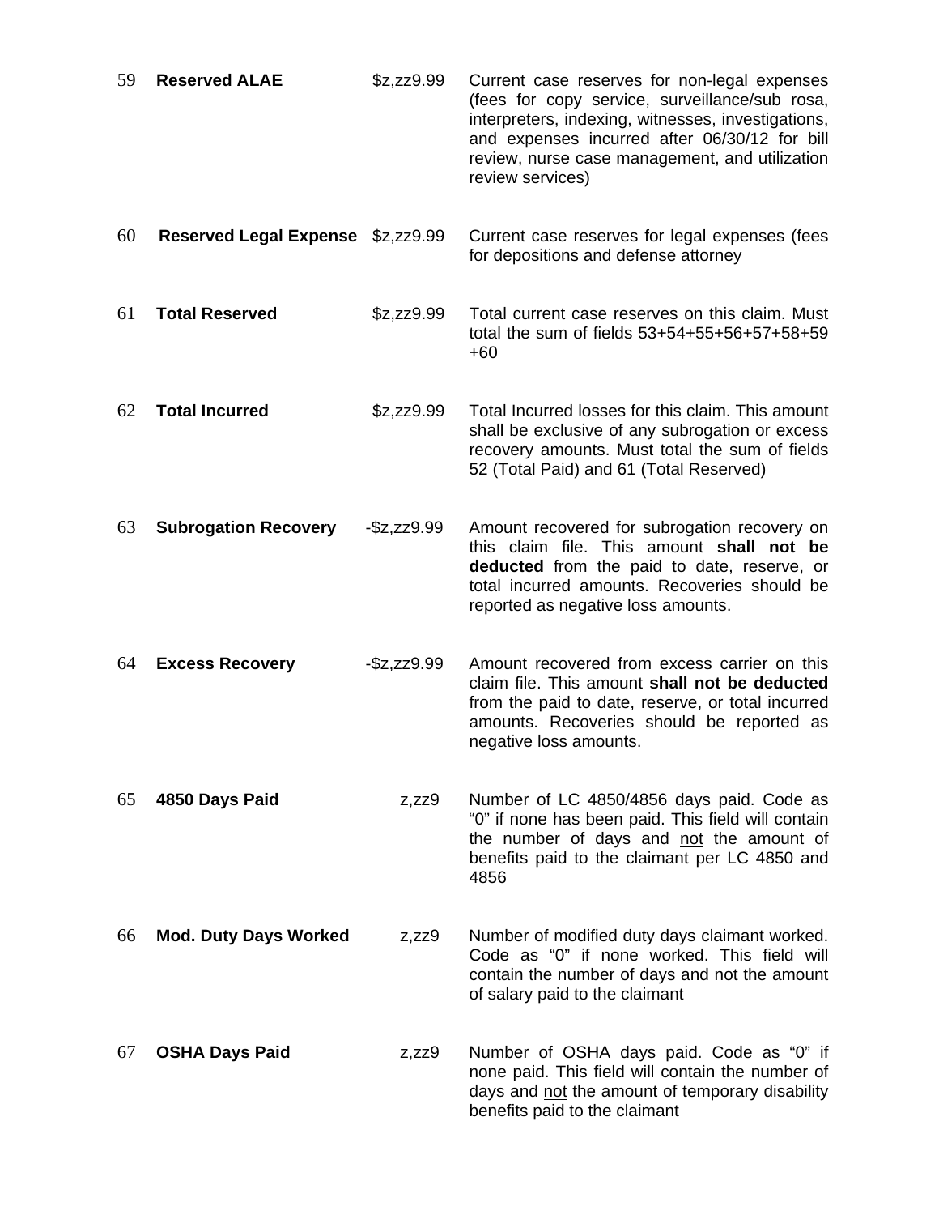| | | | |
|---|---|---|---|
| 59 | **Reserved ALAE** | $z,zz9.99 | Current case reserves for non-legal expenses (fees for copy service, surveillance/sub rosa, interpreters, indexing, witnesses, investigations, and expenses incurred after 06/30/12 for bill review, nurse case management, and utilization review services) |
| 60 | **Reserved Legal Expense** | $z,zz9.99 | Current case reserves for legal expenses (fees for depositions and defense attorney |
| 61 | **Total Reserved** | $z,zz9.99 | Total current case reserves on this claim. Must total the sum of fields 53+54+55+56+57+58+59 +60 |
| 62 | **Total Incurred** | $z,zz9.99 | Total Incurred losses for this claim. This amount shall be exclusive of any subrogation or excess recovery amounts. Must total the sum of fields 52 (Total Paid) and 61 (Total Reserved) |
| 63 | **Subrogation Recovery** | -$z,zz9.99 | Amount recovered for subrogation recovery on this claim file. This amount **shall not be deducted** from the paid to date, reserve, or total incurred amounts. Recoveries should be reported as negative loss amounts. |
| 64 | **Excess Recovery** | -$z,zz9.99 | Amount recovered from excess carrier on this claim file. This amount **shall not be deducted** from the paid to date, reserve, or total incurred amounts. Recoveries should be reported as negative loss amounts. |
| 65 | **4850 Days Paid** | z,zz9 | Number of LC 4850/4856 days paid. Code as "0" if none has been paid. This field will contain the number of days and not the amount of benefits paid to the claimant per LC 4850 and 4856 |
| 66 | **Mod. Duty Days Worked** | z,zz9 | Number of modified duty days claimant worked. Code as "0" if none worked. This field will contain the number of days and not the amount of salary paid to the claimant |
| 67 | **OSHA Days Paid** | z,zz9 | Number of OSHA days paid. Code as "0" if none paid. This field will contain the number of days and not the amount of temporary disability benefits paid to the claimant |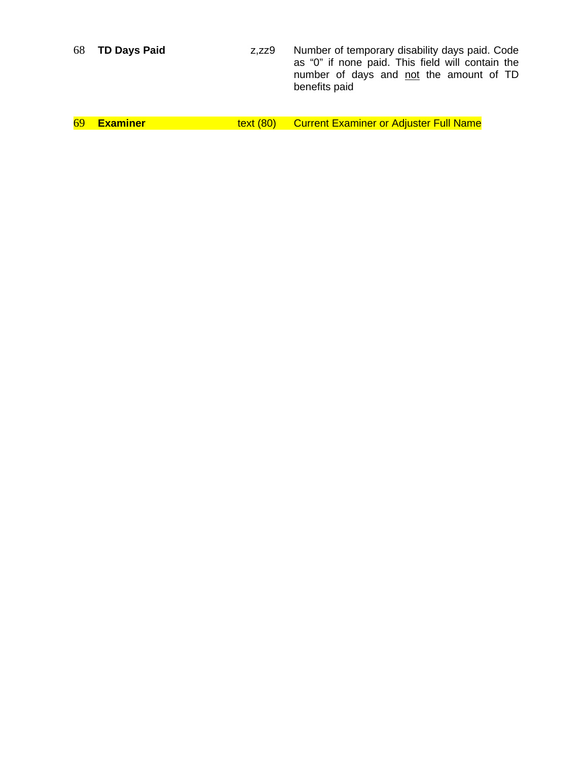| | | | |
|---|---|---|---|
| 68 | **TD Days Paid** | z,zz9 | Number of temporary disability days paid. Code as "0" if none paid. This field will contain the number of days and not the amount of TD benefits paid |
| 69 | **Examiner** | text (80) | Current Examiner or Adjuster Full Name |